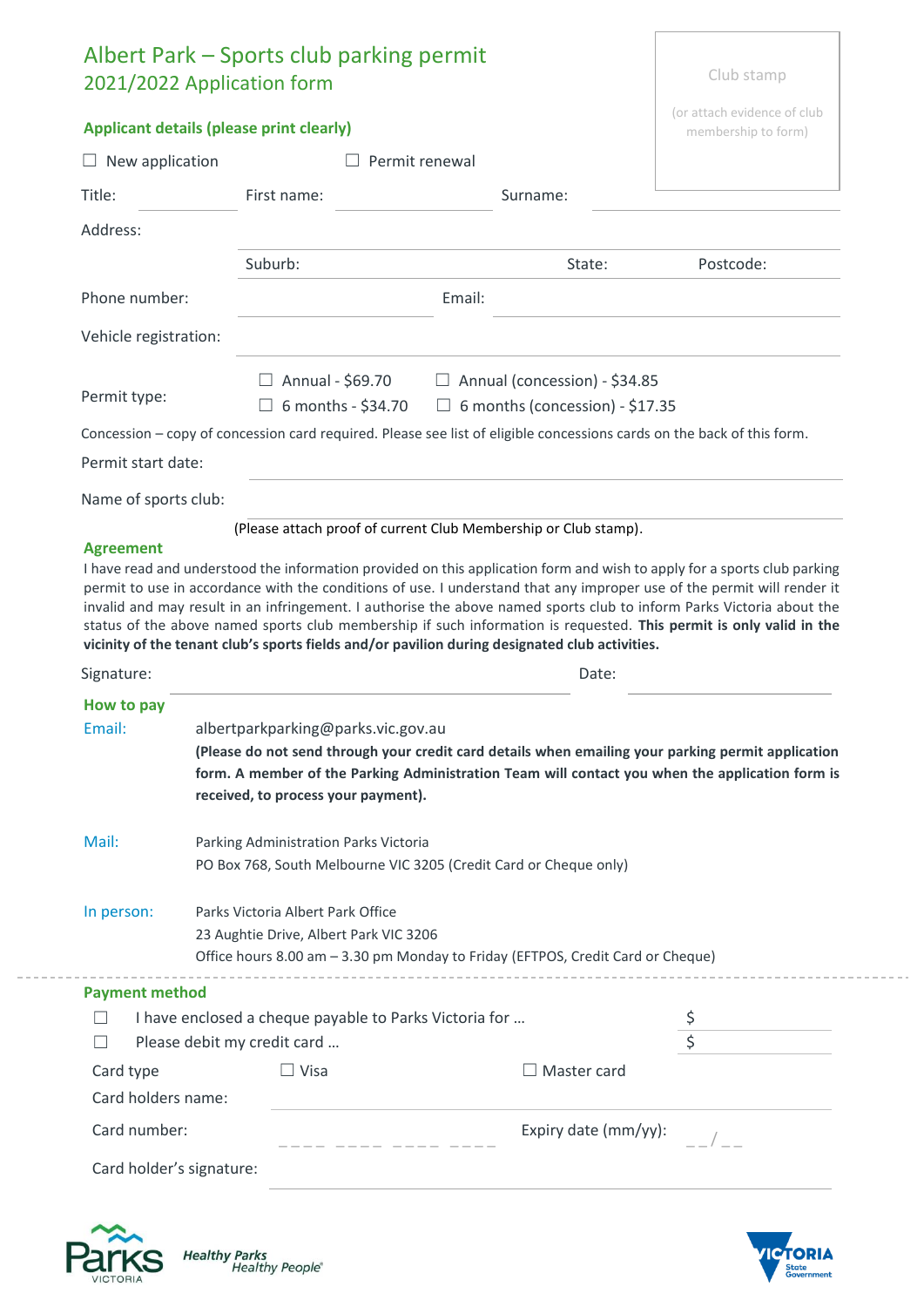# Albert Park – Sports club parking permit

## 2021/2022 Application form

Club stamp

(or attach evidence of club membership to form)

### Applicant details (please print clearly)

☐ New application ☐ Permit renewal

Title: ________ First name: ________ Surname: ________

Address: ________

Suburb: ________ State: ________ Postcode: ________

Phone number: ________ Email: ________

Vehicle registration: ________

Permit type:

☐ Annual - $69.70 ☐ Annual (concession) - $34.85

☐ 6 months - $34.70 ☐ 6 months (concession) - $17.35

Concession – copy of concession card required. Please see list of eligible concessions cards on the back of this form.

Permit start date: ________

Name of sports club: ________

(Please attach proof of current Club Membership or Club stamp).

### Agreement

I have read and understood the information provided on this application form and wish to apply for a sports club parking permit to use in accordance with the conditions of use. I understand that any improper use of the permit will render it invalid and may result in an infringement. I authorise the above named sports club to inform Parks Victoria about the status of the above named sports club membership if such information is requested. **This permit is only valid in the vicinity of the tenant club's sports fields and/or pavilion during designated club activities.**

Signature: ________ Date: ________

### How to pay

**Email:** albertparkparking@parks.vic.gov.au

**(Please do not send through your credit card details when emailing your parking permit application form. A member of the Parking Administration Team will contact you when the application form is received, to process your payment).**

**Mail:** Parking Administration Parks Victoria
PO Box 768, South Melbourne VIC 3205 (Credit Card or Cheque only)

**In person:** Parks Victoria Albert Park Office
23 Aughtie Drive, Albert Park VIC 3206
Office hours 8.00 am – 3.30 pm Monday to Friday (EFTPOS, Credit Card or Cheque)

### Payment method

☐ I have enclosed a cheque payable to Parks Victoria for … $ ________

☐ Please debit my credit card … $ ________

Card type ☐ Visa ☐ Master card

Card holders name: ________

Card number: _ _ _ _ _ _ _ _ _ _ _ _ _ _ _ _ Expiry date (mm/yy): _ _/_ _

Card holder's signature: ________

Healthy Parks Healthy People®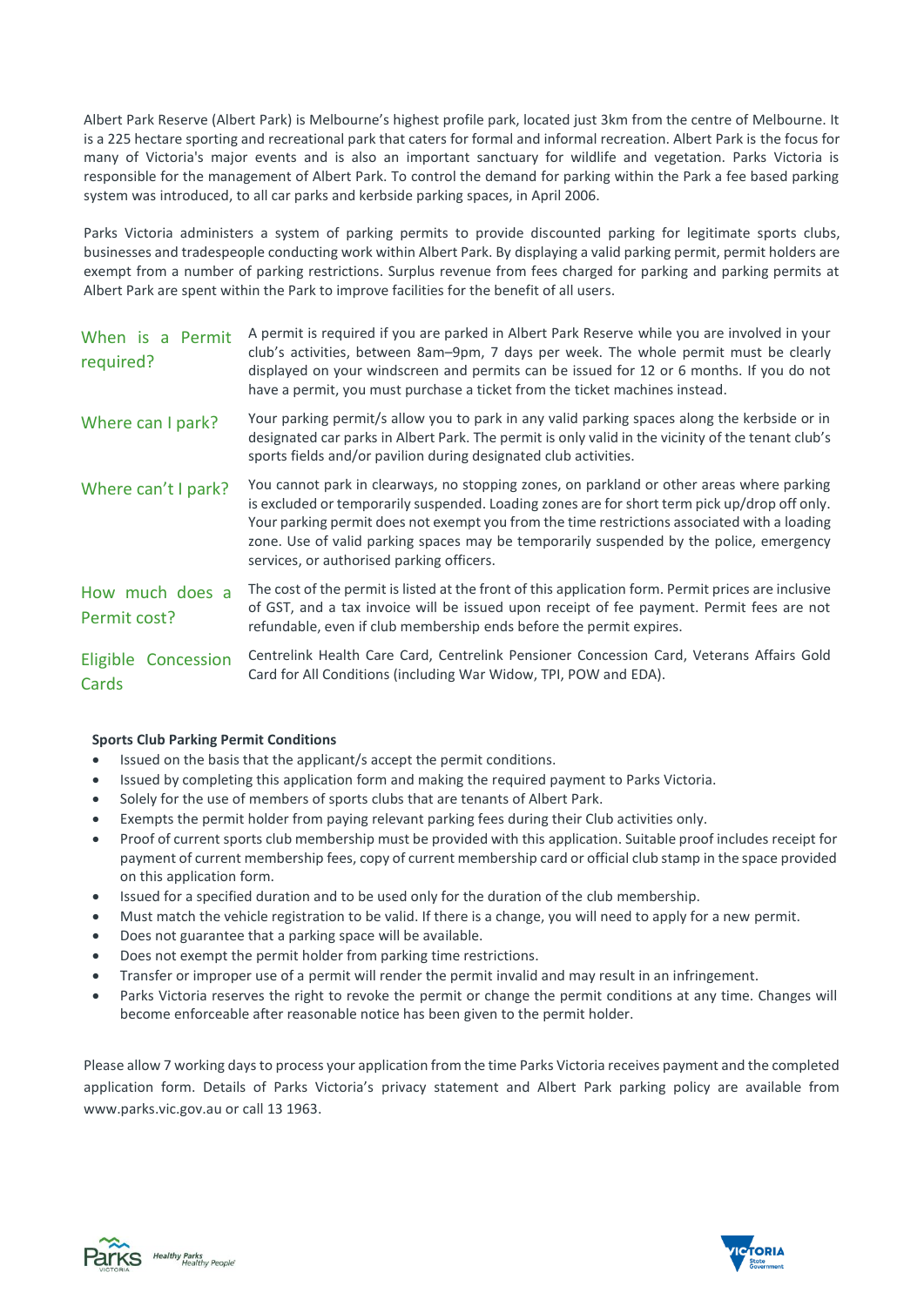Albert Park Reserve (Albert Park) is Melbourne's highest profile park, located just 3km from the centre of Melbourne. It is a 225 hectare sporting and recreational park that caters for formal and informal recreation. Albert Park is the focus for many of Victoria's major events and is also an important sanctuary for wildlife and vegetation. Parks Victoria is responsible for the management of Albert Park. To control the demand for parking within the Park a fee based parking system was introduced, to all car parks and kerbside parking spaces, in April 2006.

Parks Victoria administers a system of parking permits to provide discounted parking for legitimate sports clubs, businesses and tradespeople conducting work within Albert Park. By displaying a valid parking permit, permit holders are exempt from a number of parking restrictions. Surplus revenue from fees charged for parking and parking permits at Albert Park are spent within the Park to improve facilities for the benefit of all users.

| | |
|---|---|
| When is a Permit required? | A permit is required if you are parked in Albert Park Reserve while you are involved in your club's activities, between 8am–9pm, 7 days per week. The whole permit must be clearly displayed on your windscreen and permits can be issued for 12 or 6 months. If you do not have a permit, you must purchase a ticket from the ticket machines instead. |
| Where can I park? | Your parking permit/s allow you to park in any valid parking spaces along the kerbside or in designated car parks in Albert Park. The permit is only valid in the vicinity of the tenant club's sports fields and/or pavilion during designated club activities. |
| Where can't I park? | You cannot park in clearways, no stopping zones, on parkland or other areas where parking is excluded or temporarily suspended. Loading zones are for short term pick up/drop off only. Your parking permit does not exempt you from the time restrictions associated with a loading zone. Use of valid parking spaces may be temporarily suspended by the police, emergency services, or authorised parking officers. |
| How much does a Permit cost? | The cost of the permit is listed at the front of this application form. Permit prices are inclusive of GST, and a tax invoice will be issued upon receipt of fee payment. Permit fees are not refundable, even if club membership ends before the permit expires. |
| Eligible Concession Cards | Centrelink Health Care Card, Centrelink Pensioner Concession Card, Veterans Affairs Gold Card for All Conditions (including War Widow, TPI, POW and EDA). |

**Sports Club Parking Permit Conditions**

- Issued on the basis that the applicant/s accept the permit conditions.
- Issued by completing this application form and making the required payment to Parks Victoria.
- Solely for the use of members of sports clubs that are tenants of Albert Park.
- Exempts the permit holder from paying relevant parking fees during their Club activities only.
- Proof of current sports club membership must be provided with this application. Suitable proof includes receipt for payment of current membership fees, copy of current membership card or official club stamp in the space provided on this application form.
- Issued for a specified duration and to be used only for the duration of the club membership.
- Must match the vehicle registration to be valid. If there is a change, you will need to apply for a new permit.
- Does not guarantee that a parking space will be available.
- Does not exempt the permit holder from parking time restrictions.
- Transfer or improper use of a permit will render the permit invalid and may result in an infringement.
- Parks Victoria reserves the right to revoke the permit or change the permit conditions at any time. Changes will become enforceable after reasonable notice has been given to the permit holder.

Please allow 7 working days to process your application from the time Parks Victoria receives payment and the completed application form. Details of Parks Victoria's privacy statement and Albert Park parking policy are available from www.parks.vic.gov.au or call 13 1963.